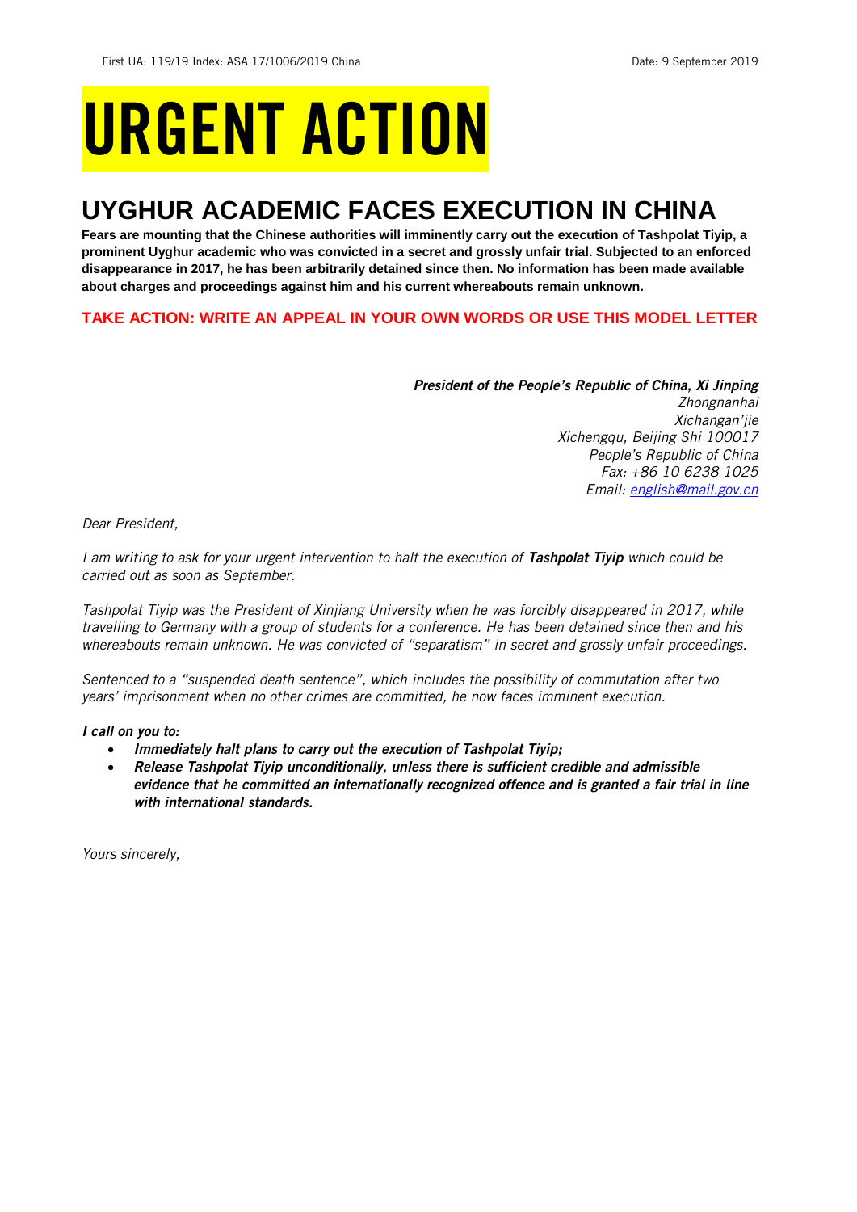First UA: 119/19 Index: ASA 17/1006/2019 China Date: 9 September 2019

# URGENT ACTION

## UYGHUR ACADEMIC FACES EXECUTION IN CHINA

**Fears are mounting that the Chinese authorities will imminently carry out the execution of Tashpolat Tiyip, a prominent Uyghur academic who was convicted in a secret and grossly unfair trial. Subjected to an enforced disappearance in 2017, he has been arbitrarily detained since then. No information has been made available about charges and proceedings against him and his current whereabouts remain unknown.**

**TAKE ACTION: WRITE AN APPEAL IN YOUR OWN WORDS OR USE THIS MODEL LETTER**

***President of the People's Republic of China, Xi Jinping***
*Zhongnanhai*
*Xichangan'jie*
*Xichengqu, Beijing Shi 100017*
*People's Republic of China*
*Fax: +86 10 6238 1025*
*Email: english@mail.gov.cn*

*Dear President,*

*I am writing to ask for your urgent intervention to halt the execution of **Tashpolat Tiyip** which could be carried out as soon as September.*

*Tashpolat Tiyip was the President of Xinjiang University when he was forcibly disappeared in 2017, while travelling to Germany with a group of students for a conference. He has been detained since then and his whereabouts remain unknown. He was convicted of "separatism" in secret and grossly unfair proceedings.*

*Sentenced to a "suspended death sentence", which includes the possibility of commutation after two years' imprisonment when no other crimes are committed, he now faces imminent execution.*

***I call on you to:***

- ***Immediately halt plans to carry out the execution of Tashpolat Tiyip;***
- ***Release Tashpolat Tiyip unconditionally, unless there is sufficient credible and admissible evidence that he committed an internationally recognized offence and is granted a fair trial in line with international standards.***

*Yours sincerely,*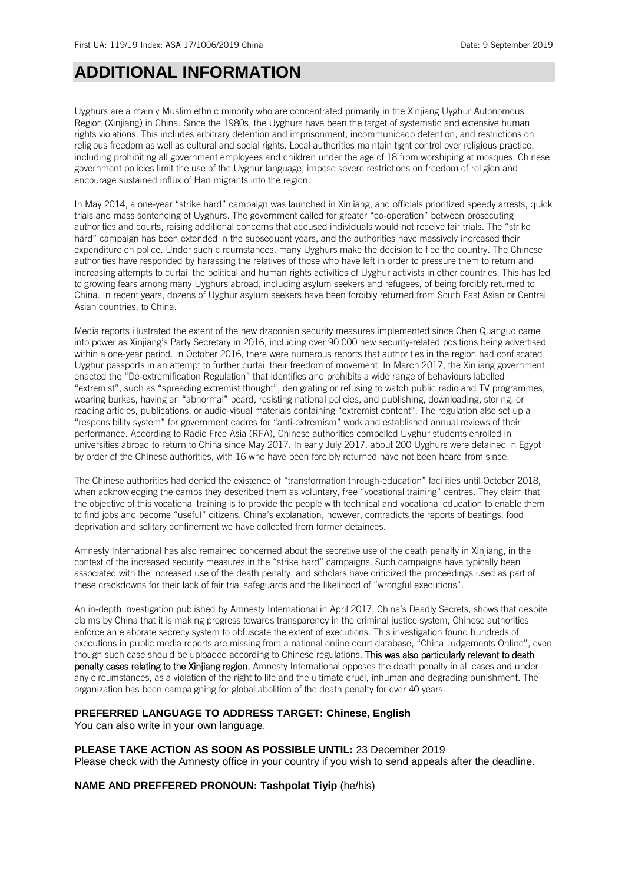# ADDITIONAL INFORMATION

Uyghurs are a mainly Muslim ethnic minority who are concentrated primarily in the Xinjiang Uyghur Autonomous Region (Xinjiang) in China. Since the 1980s, the Uyghurs have been the target of systematic and extensive human rights violations. This includes arbitrary detention and imprisonment, incommunicado detention, and restrictions on religious freedom as well as cultural and social rights. Local authorities maintain tight control over religious practice, including prohibiting all government employees and children under the age of 18 from worshiping at mosques. Chinese government policies limit the use of the Uyghur language, impose severe restrictions on freedom of religion and encourage sustained influx of Han migrants into the region.

In May 2014, a one-year "strike hard" campaign was launched in Xinjiang, and officials prioritized speedy arrests, quick trials and mass sentencing of Uyghurs. The government called for greater "co-operation" between prosecuting authorities and courts, raising additional concerns that accused individuals would not receive fair trials. The "strike hard" campaign has been extended in the subsequent years, and the authorities have massively increased their expenditure on police. Under such circumstances, many Uyghurs make the decision to flee the country. The Chinese authorities have responded by harassing the relatives of those who have left in order to pressure them to return and increasing attempts to curtail the political and human rights activities of Uyghur activists in other countries. This has led to growing fears among many Uyghurs abroad, including asylum seekers and refugees, of being forcibly returned to China. In recent years, dozens of Uyghur asylum seekers have been forcibly returned from South East Asian or Central Asian countries, to China.

Media reports illustrated the extent of the new draconian security measures implemented since Chen Quanguo came into power as Xinjiang's Party Secretary in 2016, including over 90,000 new security-related positions being advertised within a one-year period. In October 2016, there were numerous reports that authorities in the region had confiscated Uyghur passports in an attempt to further curtail their freedom of movement. In March 2017, the Xinjiang government enacted the "De-extremification Regulation" that identifies and prohibits a wide range of behaviours labelled "extremist", such as "spreading extremist thought", denigrating or refusing to watch public radio and TV programmes, wearing burkas, having an "abnormal" beard, resisting national policies, and publishing, downloading, storing, or reading articles, publications, or audio-visual materials containing "extremist content". The regulation also set up a "responsibility system" for government cadres for "anti-extremism" work and established annual reviews of their performance. According to Radio Free Asia (RFA), Chinese authorities compelled Uyghur students enrolled in universities abroad to return to China since May 2017. In early July 2017, about 200 Uyghurs were detained in Egypt by order of the Chinese authorities, with 16 who have been forcibly returned have not been heard from since.

The Chinese authorities had denied the existence of "transformation through-education" facilities until October 2018, when acknowledging the camps they described them as voluntary, free "vocational training" centres. They claim that the objective of this vocational training is to provide the people with technical and vocational education to enable them to find jobs and become "useful" citizens. China's explanation, however, contradicts the reports of beatings, food deprivation and solitary confinement we have collected from former detainees.

Amnesty International has also remained concerned about the secretive use of the death penalty in Xinjiang, in the context of the increased security measures in the "strike hard" campaigns. Such campaigns have typically been associated with the increased use of the death penalty, and scholars have criticized the proceedings used as part of these crackdowns for their lack of fair trial safeguards and the likelihood of "wrongful executions".

An in-depth investigation published by Amnesty International in April 2017, China's Deadly Secrets, shows that despite claims by China that it is making progress towards transparency in the criminal justice system, Chinese authorities enforce an elaborate secrecy system to obfuscate the extent of executions. This investigation found hundreds of executions in public media reports are missing from a national online court database, "China Judgements Online", even though such case should be uploaded according to Chinese regulations. This was also particularly relevant to death penalty cases relating to the Xinjiang region. Amnesty International opposes the death penalty in all cases and under any circumstances, as a violation of the right to life and the ultimate cruel, inhuman and degrading punishment. The organization has been campaigning for global abolition of the death penalty for over 40 years.

**PREFERRED LANGUAGE TO ADDRESS TARGET: Chinese, English**
You can also write in your own language.

**PLEASE TAKE ACTION AS SOON AS POSSIBLE UNTIL:** 23 December 2019
Please check with the Amnesty office in your country if you wish to send appeals after the deadline.

**NAME AND PREFFERED PRONOUN: Tashpolat Tiyip** (he/his)